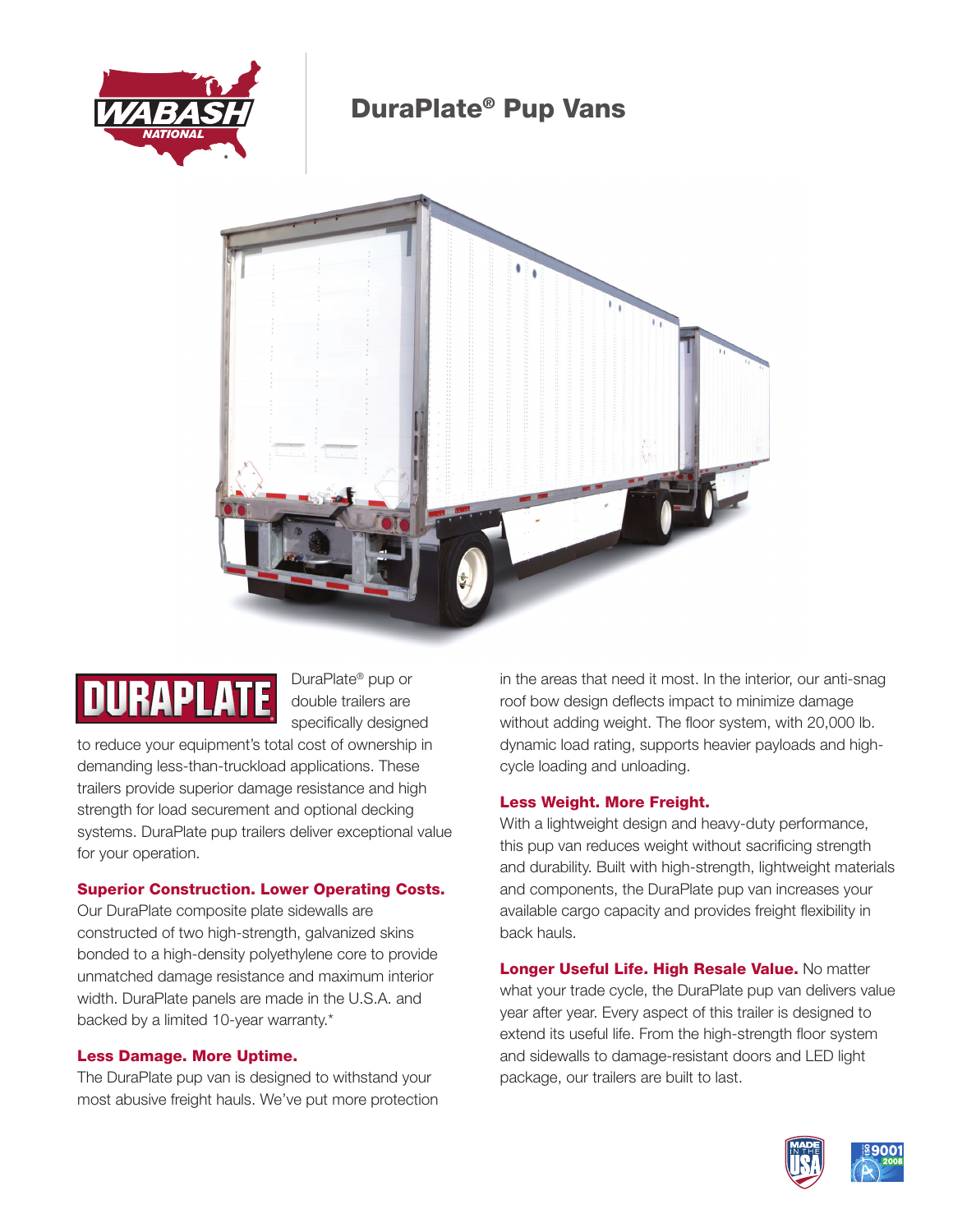# DuraPlate® Pup Vans

DuraPlate® pup or double trailers are specifically designed to reduce your equipment's total cost of ownership in demanding less-than-truckload applications. These trailers provide superior damage resistance and high strength for load securement and optional decking systems. DuraPlate pup trailers deliver exceptional value for your operation.

### Superior Construction. Lower Operating Costs.

Our DuraPlate composite plate sidewalls are constructed of two high-strength, galvanized skins bonded to a high-density polyethylene core to provide unmatched damage resistance and maximum interior width. DuraPlate panels are made in the U.S.A. and backed by a limited 10-year warranty.*

### Less Damage. More Uptime.

The DuraPlate pup van is designed to withstand your most abusive freight hauls. We've put more protection in the areas that need it most. In the interior, our anti-snag roof bow design deflects impact to minimize damage without adding weight. The floor system, with 20,000 lb. dynamic load rating, supports heavier payloads and high-cycle loading and unloading.

### Less Weight. More Freight.

With a lightweight design and heavy-duty performance, this pup van reduces weight without sacrificing strength and durability. Built with high-strength, lightweight materials and components, the DuraPlate pup van increases your available cargo capacity and provides freight flexibility in back hauls.

**Longer Useful Life. High Resale Value.** No matter what your trade cycle, the DuraPlate pup van delivers value year after year. Every aspect of this trailer is designed to extend its useful life. From the high-strength floor system and sidewalls to damage-resistant doors and LED light package, our trailers are built to last.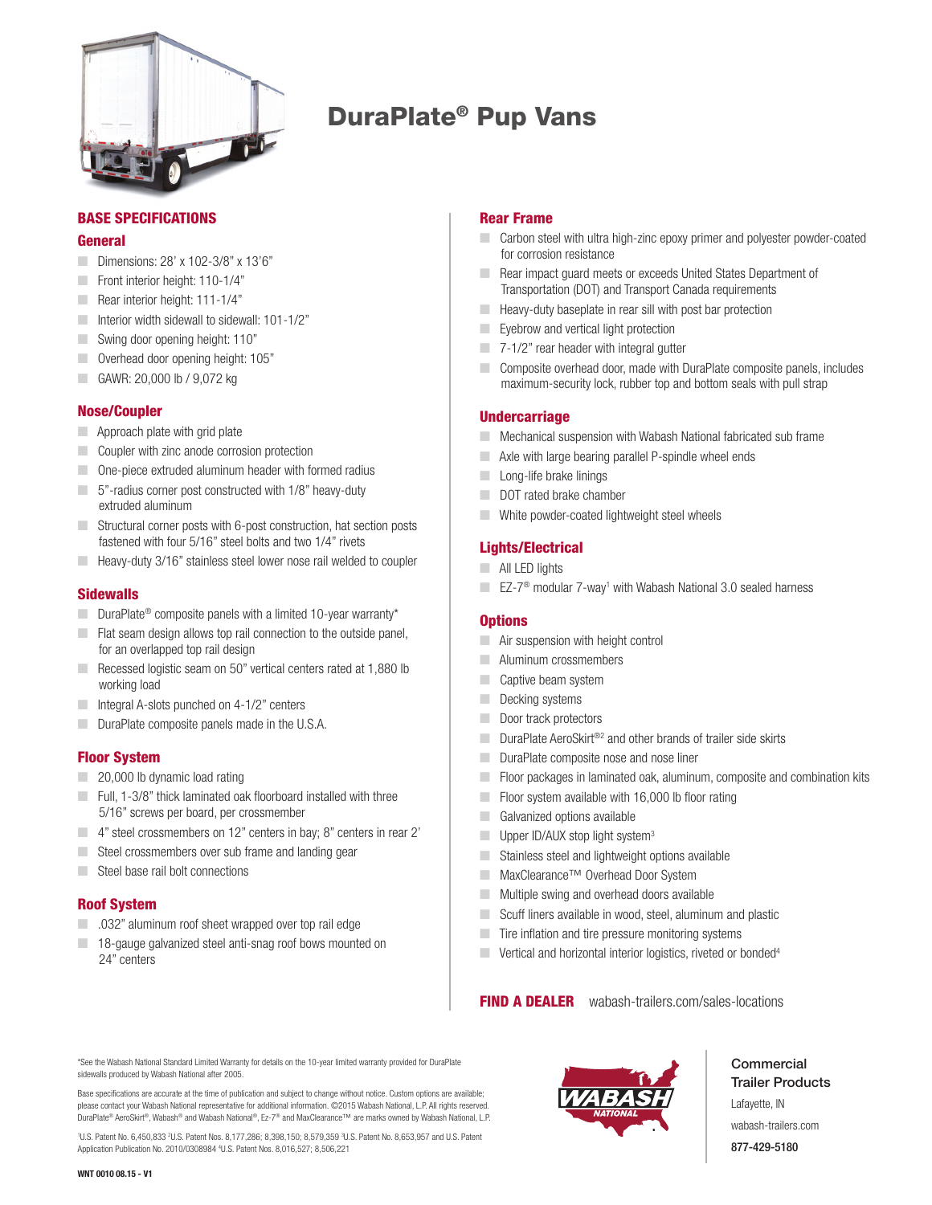# DuraPlate® Pup Vans

## BASE SPECIFICATIONS

### General

- Dimensions: 28' x 102-3/8" x 13'6"
- Front interior height: 110-1/4"
- Rear interior height: 111-1/4"
- Interior width sidewall to sidewall: 101-1/2"
- Swing door opening height: 110"
- Overhead door opening height: 105"
- GAWR: 20,000 lb / 9,072 kg

### Nose/Coupler

- Approach plate with grid plate
- Coupler with zinc anode corrosion protection
- One-piece extruded aluminum header with formed radius
- 5"-radius corner post constructed with 1/8" heavy-duty extruded aluminum
- Structural corner posts with 6-post construction, hat section posts fastened with four 5/16" steel bolts and two 1/4" rivets
- Heavy-duty 3/16" stainless steel lower nose rail welded to coupler

### Sidewalls

- DuraPlate® composite panels with a limited 10-year warranty*
- Flat seam design allows top rail connection to the outside panel, for an overlapped top rail design
- Recessed logistic seam on 50" vertical centers rated at 1,880 lb working load
- Integral A-slots punched on 4-1/2" centers
- DuraPlate composite panels made in the U.S.A.

### Floor System

- 20,000 lb dynamic load rating
- Full, 1-3/8" thick laminated oak floorboard installed with three 5/16" screws per board, per crossmember
- 4" steel crossmembers on 12" centers in bay; 8" centers in rear 2'
- Steel crossmembers over sub frame and landing gear
- Steel base rail bolt connections

### Roof System

- .032" aluminum roof sheet wrapped over top rail edge
- 18-gauge galvanized steel anti-snag roof bows mounted on 24" centers

### Rear Frame

- Carbon steel with ultra high-zinc epoxy primer and polyester powder-coated for corrosion resistance
- Rear impact guard meets or exceeds United States Department of Transportation (DOT) and Transport Canada requirements
- Heavy-duty baseplate in rear sill with post bar protection
- Eyebrow and vertical light protection
- 7-1/2" rear header with integral gutter
- Composite overhead door, made with DuraPlate composite panels, includes maximum-security lock, rubber top and bottom seals with pull strap

### Undercarriage

- Mechanical suspension with Wabash National fabricated sub frame
- Axle with large bearing parallel P-spindle wheel ends
- Long-life brake linings
- DOT rated brake chamber
- White powder-coated lightweight steel wheels

### Lights/Electrical

- All LED lights
- EZ-7® modular 7-way[1] with Wabash National 3.0 sealed harness

### Options

- Air suspension with height control
- Aluminum crossmembers
- Captive beam system
- Decking systems
- Door track protectors
- DuraPlate AeroSkirt®[2] and other brands of trailer side skirts
- DuraPlate composite nose and nose liner
- Floor packages in laminated oak, aluminum, composite and combination kits
- Floor system available with 16,000 lb floor rating
- Galvanized options available
- Upper ID/AUX stop light system[3]
- Stainless steel and lightweight options available
- MaxClearance™ Overhead Door System
- Multiple swing and overhead doors available
- Scuff liners available in wood, steel, aluminum and plastic
- Tire inflation and tire pressure monitoring systems
- Vertical and horizontal interior logistics, riveted or bonded[4]

**FIND A DEALER** wabash-trailers.com/sales-locations

*See the Wabash National Standard Limited Warranty for details on the 10-year limited warranty provided for DuraPlate sidewalls produced by Wabash National after 2005.

Base specifications are accurate at the time of publication and subject to change without notice. Custom options are available; please contact your Wabash National representative for additional information. ©2015 Wabash National, L.P. All rights reserved. DuraPlate® AeroSkirt®, Wabash® and Wabash National®, Ez-7® and MaxClearance™ are marks owned by Wabash National, L.P.

[1]U.S. Patent No. 6,450,833 [2]U.S. Patent Nos. 8,177,286; 8,398,150; 8,579,359 [3]U.S. Patent No. 8,653,957 and U.S. Patent Application Publication No. 2010/0308984 [4]U.S. Patent Nos. 8,016,527; 8,506,221

WABASH NATIONAL

Commercial Trailer Products
Lafayette, IN
wabash-trailers.com
877-429-5180

WNT 0010 08.15 - V1